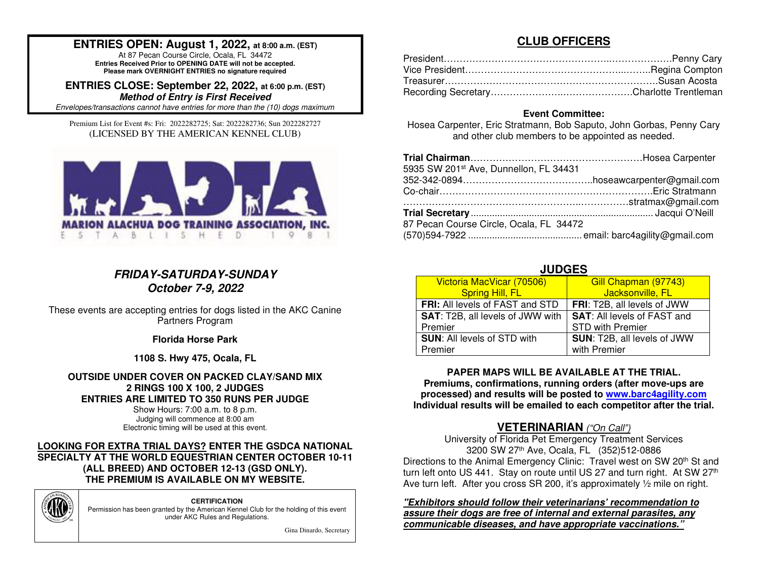**ENTRIES OPEN: August 1, 2022, at 8:00 a.m. (EST)**
At 87 Pecan Course Circle, Ocala, FL 34472
**Entries Received Prior to OPENING DATE will not be accepted.**
**Please mark OVERNIGHT ENTRIES no signature required**

**ENTRIES CLOSE: September 22, 2022, at 6:00 p.m. (EST)**
***Method of Entry is First Received***
*Envelopes/transactions cannot have entries for more than the (10) dogs maximum*

Premium List for Event #s: Fri: 2022282725; Sat: 2022282736; Sun 2022282727
(LICENSED BY THE AMERICAN KENNEL CLUB)

MADTA
MARION ALACHUA DOG TRAINING ASSOCIATION, INC.
ESTABLISHED 1981

***FRIDAY-SATURDAY-SUNDAY***
***October 7-9, 2022***

These events are accepting entries for dogs listed in the AKC Canine Partners Program

**Florida Horse Park**

**1108 S. Hwy 475, Ocala, FL**

**OUTSIDE UNDER COVER ON PACKED CLAY/SAND MIX**
**2 RINGS 100 X 100, 2 JUDGES**
**ENTRIES ARE LIMITED TO 350 RUNS PER JUDGE**
Show Hours: 7:00 a.m. to 8 p.m.
Judging will commence at 8:00 am
Electronic timing will be used at this event.

**LOOKING FOR EXTRA TRIAL DAYS? ENTER THE GSDCA NATIONAL SPECIALTY AT THE WORLD EQUESTRIAN CENTER OCTOBER 10-11 (ALL BREED) AND OCTOBER 12-13 (GSD ONLY). THE PREMIUM IS AVAILABLE ON MY WEBSITE.**

**CERTIFICATION**
Permission has been granted by the American Kennel Club for the holding of this event under AKC Rules and Regulations.

Gina Dinardo, Secretary

## CLUB OFFICERS

President……………………………………………Penny Cary
Vice President……………………………………………Regina Compton
Treasurer……………………………………………Susan Acosta
Recording Secretary……………………………………………Charlotte Trentleman

**Event Committee:**
Hosea Carpenter, Eric Stratmann, Bob Saputo, John Gorbas, Penny Cary and other club members to be appointed as needed.

**Trial Chairman**……………………………………………Hosea Carpenter
5935 SW 201st Ave, Dunnellon, FL 34431
352-342-0894……………………………………………hoseawcarpenter@gmail.com
Co-chair……………………………………………Eric Stratmann
……………………………………………stratmax@gmail.com
**Trial Secretary**……………………………………………Jacqui O'Neill
87 Pecan Course Circle, Ocala, FL 34472
(570)594-7922 …………………………………………… email: barc4agility@gmail.com

## JUDGES

| Victoria MacVicar (70506) Spring Hill, FL | Gill Chapman (97743) Jacksonville, FL |
|---|---|
| **FRI:** All levels of FAST and STD | **FRI**: T2B, all levels of JWW |
| **SAT**: T2B, all levels of JWW with Premier | **SAT**: All levels of FAST and STD with Premier |
| **SUN**: All levels of STD with Premier | **SUN**: T2B, all levels of JWW with Premier |

**PAPER MAPS WILL BE AVAILABLE AT THE TRIAL.**
**Premiums, confirmations, running orders (after move-ups are processed) and results will be posted to www.barc4agility.com**
**Individual results will be emailed to each competitor after the trial.**

## VETERINARIAN *("On Call")*

University of Florida Pet Emergency Treatment Services
3200 SW 27th Ave, Ocala, FL (352)512-0886
Directions to the Animal Emergency Clinic: Travel west on SW 20th St and turn left onto US 441. Stay on route until US 27 and turn right. At SW 27th Ave turn left. After you cross SR 200, it's approximately ½ mile on right.

***"Exhibitors should follow their veterinarians' recommendation to assure their dogs are free of internal and external parasites, any communicable diseases, and have appropriate vaccinations."***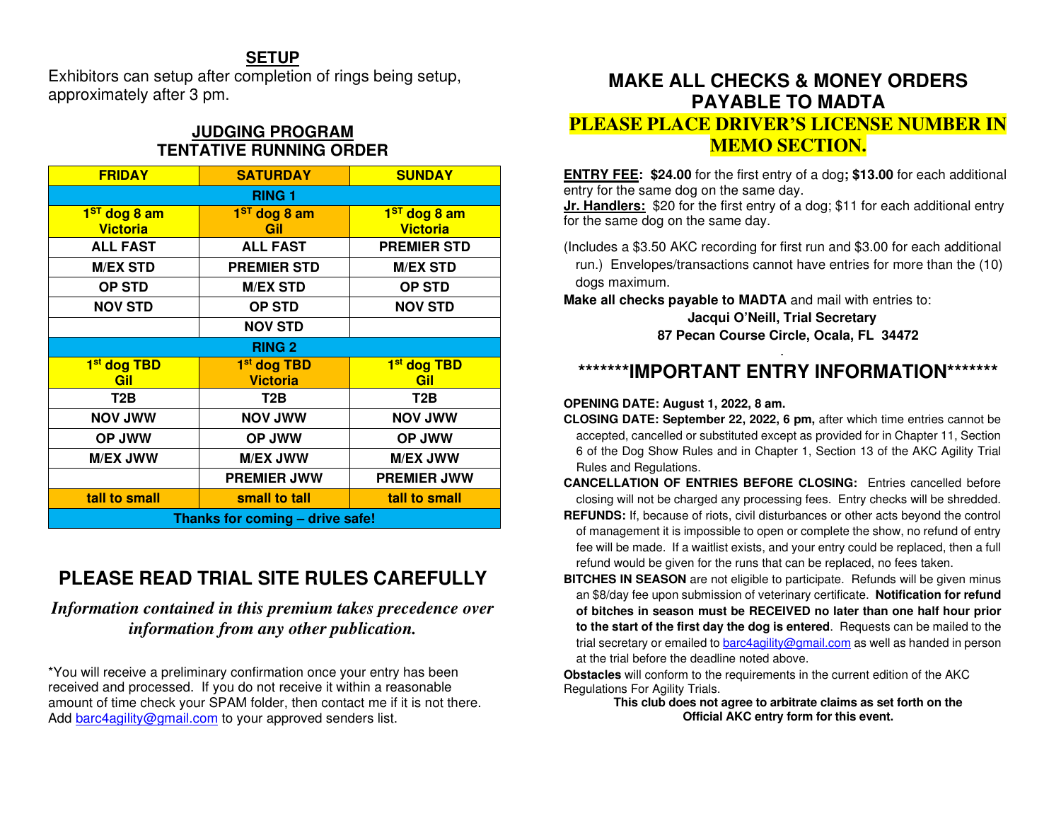## SETUP

Exhibitors can setup after completion of rings being setup, approximately after 3 pm.

## JUDGING PROGRAM
## TENTATIVE RUNNING ORDER

| FRIDAY | SATURDAY | SUNDAY |
|---|---|---|
| **RING 1** | | |
| 1ST dog 8 am Victoria | 1ST dog 8 am Gil | 1ST dog 8 am Victoria |
| ALL FAST | ALL FAST | PREMIER STD |
| M/EX STD | PREMIER STD | M/EX STD |
| OP STD | M/EX STD | OP STD |
| NOV STD | OP STD | NOV STD |
| | NOV STD | |
| **RING 2** | | |
| 1st dog TBD Gil | 1st dog TBD Victoria | 1st dog TBD Gil |
| T2B | T2B | T2B |
| NOV JWW | NOV JWW | NOV JWW |
| OP JWW | OP JWW | OP JWW |
| M/EX JWW | M/EX JWW | M/EX JWW |
| | PREMIER JWW | PREMIER JWW |
| tall to small | small to tall | tall to small |
| **Thanks for coming – drive safe!** | | |

# PLEASE READ TRIAL SITE RULES CAREFULLY

***Information contained in this premium takes precedence over information from any other publication.***

*You will receive a preliminary confirmation once your entry has been received and processed. If you do not receive it within a reasonable amount of time check your SPAM folder, then contact me if it is not there. Add barc4agility@gmail.com to your approved senders list.

## MAKE ALL CHECKS & MONEY ORDERS PAYABLE TO MADTA

**PLEASE PLACE DRIVER'S LICENSE NUMBER IN MEMO SECTION.**

**ENTRY FEE: $24.00** for the first entry of a dog**; $13.00** for each additional entry for the same dog on the same day.
**Jr. Handlers:** $20 for the first entry of a dog; $11 for each additional entry for the same dog on the same day.

(Includes a $3.50 AKC recording for first run and $3.00 for each additional run.) Envelopes/transactions cannot have entries for more than the (10) dogs maximum.

**Make all checks payable to MADTA** and mail with entries to:

**Jacqui O'Neill, Trial Secretary**
**87 Pecan Course Circle, Ocala, FL 34472**

## *******IMPORTANT ENTRY INFORMATION*******

**OPENING DATE: August 1, 2022, 8 am.**

**CLOSING DATE: September 22, 2022, 6 pm,** after which time entries cannot be accepted, cancelled or substituted except as provided for in Chapter 11, Section 6 of the Dog Show Rules and in Chapter 1, Section 13 of the AKC Agility Trial Rules and Regulations.

**CANCELLATION OF ENTRIES BEFORE CLOSING:** Entries cancelled before closing will not be charged any processing fees. Entry checks will be shredded.

**REFUNDS:** If, because of riots, civil disturbances or other acts beyond the control of management it is impossible to open or complete the show, no refund of entry fee will be made. If a waitlist exists, and your entry could be replaced, then a full refund would be given for the runs that can be replaced, no fees taken.

**BITCHES IN SEASON** are not eligible to participate. Refunds will be given minus an $8/day fee upon submission of veterinary certificate. **Notification for refund of bitches in season must be RECEIVED no later than one half hour prior to the start of the first day the dog is entered**. Requests can be mailed to the trial secretary or emailed to barc4agility@gmail.com as well as handed in person at the trial before the deadline noted above.

**Obstacles** will conform to the requirements in the current edition of the AKC Regulations For Agility Trials.

**This club does not agree to arbitrate claims as set forth on the Official AKC entry form for this event.**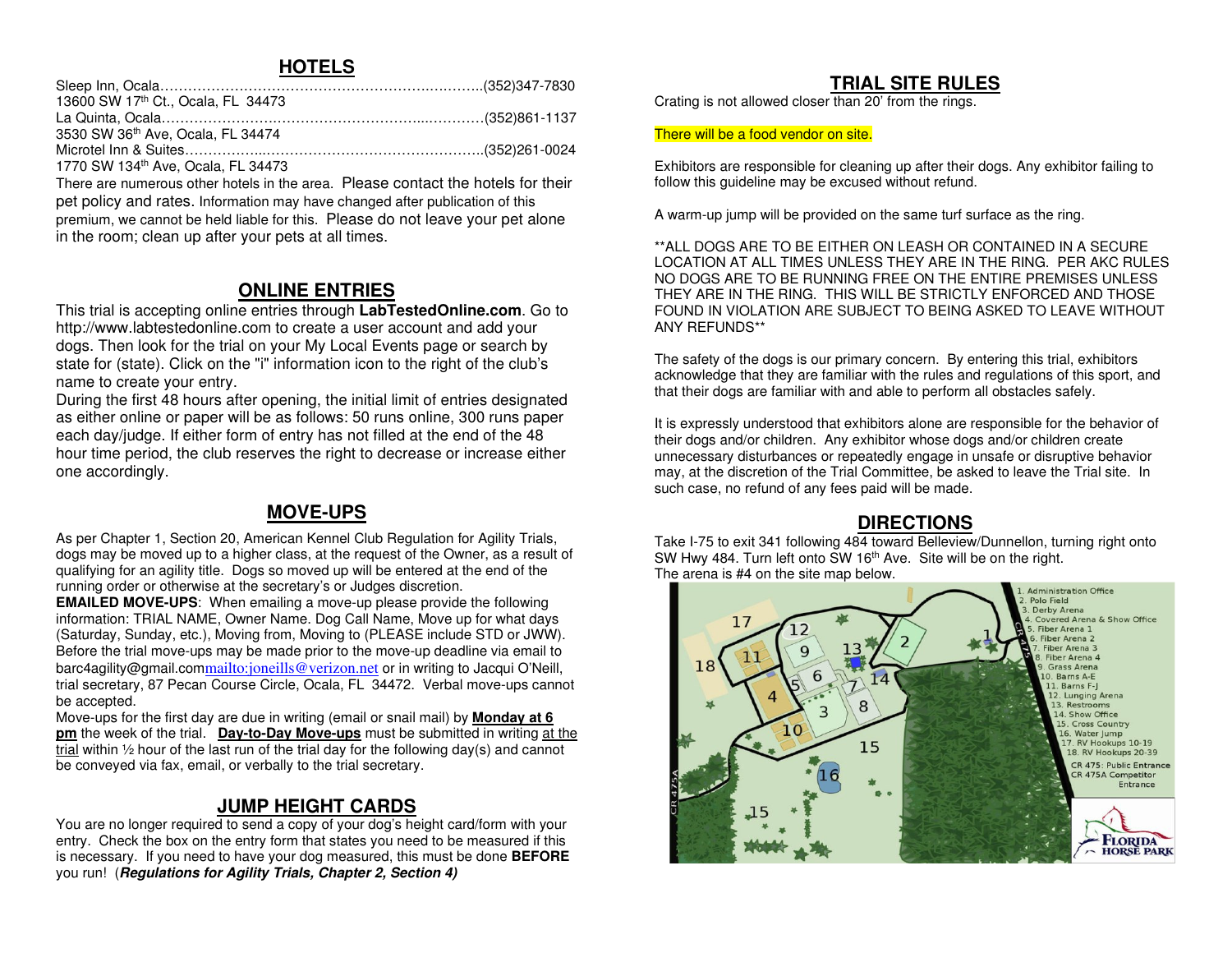## HOTELS

Sleep Inn, Ocala……………………………………………………….……..(352)347-7830
13600 SW 17th Ct., Ocala, FL 34473
La Quinta, Ocala……………………………………………………...…………(352)861-1137
3530 SW 36th Ave, Ocala, FL 34474
Microtel Inn & Suites……………...………………………………………..(352)261-0024
1770 SW 134th Ave, Ocala, FL 34473
There are numerous other hotels in the area. Please contact the hotels for their pet policy and rates. Information may have changed after publication of this premium, we cannot be held liable for this. Please do not leave your pet alone in the room; clean up after your pets at all times.

## ONLINE ENTRIES

This trial is accepting online entries through **LabTestedOnline.com**. Go to http://www.labtestedonline.com to create a user account and add your dogs. Then look for the trial on your My Local Events page or search by state for (state). Click on the "i" information icon to the right of the club's name to create your entry.
During the first 48 hours after opening, the initial limit of entries designated as either online or paper will be as follows: 50 runs online, 300 runs paper each day/judge. If either form of entry has not filled at the end of the 48 hour time period, the club reserves the right to decrease or increase either one accordingly.

## MOVE-UPS

As per Chapter 1, Section 20, American Kennel Club Regulation for Agility Trials, dogs may be moved up to a higher class, at the request of the Owner, as a result of qualifying for an agility title. Dogs so moved up will be entered at the end of the running order or otherwise at the secretary's or Judges discretion.
**EMAILED MOVE-UPS**: When emailing a move-up please provide the following information: TRIAL NAME, Owner Name. Dog Call Name, Move up for what days (Saturday, Sunday, etc.), Moving from, Moving to (PLEASE include STD or JWW). Before the trial move-ups may be made prior to the move-up deadline via email to barc4agility@gmail.commailto:joneills@verizon.net or in writing to Jacqui O'Neill, trial secretary, 87 Pecan Course Circle, Ocala, FL 34472. Verbal move-ups cannot be accepted.
Move-ups for the first day are due in writing (email or snail mail) by **Monday at 6 pm** the week of the trial. **Day-to-Day Move-ups** must be submitted in writing at the trial within ½ hour of the last run of the trial day for the following day(s) and cannot be conveyed via fax, email, or verbally to the trial secretary.

## JUMP HEIGHT CARDS

You are no longer required to send a copy of your dog's height card/form with your entry. Check the box on the entry form that states you need to be measured if this is necessary. If you need to have your dog measured, this must be done **BEFORE** you run! (***Regulations for Agility Trials, Chapter 2, Section 4)***

## TRIAL SITE RULES

Crating is not allowed closer than 20' from the rings.

There will be a food vendor on site.

Exhibitors are responsible for cleaning up after their dogs. Any exhibitor failing to follow this guideline may be excused without refund.

A warm-up jump will be provided on the same turf surface as the ring.

**ALL DOGS ARE TO BE EITHER ON LEASH OR CONTAINED IN A SECURE LOCATION AT ALL TIMES UNLESS THEY ARE IN THE RING. PER AKC RULES NO DOGS ARE TO BE RUNNING FREE ON THE ENTIRE PREMISES UNLESS THEY ARE IN THE RING. THIS WILL BE STRICTLY ENFORCED AND THOSE FOUND IN VIOLATION ARE SUBJECT TO BEING ASKED TO LEAVE WITHOUT ANY REFUNDS**

The safety of the dogs is our primary concern. By entering this trial, exhibitors acknowledge that they are familiar with the rules and regulations of this sport, and that their dogs are familiar with and able to perform all obstacles safely.

It is expressly understood that exhibitors alone are responsible for the behavior of their dogs and/or children. Any exhibitor whose dogs and/or children create unnecessary disturbances or repeatedly engage in unsafe or disruptive behavior may, at the discretion of the Trial Committee, be asked to leave the Trial site. In such case, no refund of any fees paid will be made.

## DIRECTIONS

Take I-75 to exit 341 following 484 toward Belleview/Dunnellon, turning right onto SW Hwy 484. Turn left onto SW 16th Ave. Site will be on the right.
The arena is #4 on the site map below.

1. Administration Office
2. Polo Field
3. Derby Arena
4. Covered Arena & Show Office
5. Fiber Arena 1
6. Fiber Arena 2
7. Fiber Arena 3
8. Fiber Arena 4
9. Grass Arena
10. Barns A-E
11. Barns F-J
12. Lunging Arena
13. Restrooms
14. Show Office
15. Cross Country
16. Water Jump
17. RV Hookups 10-19
18. RV Hookups 20-39

CR 475: Public Entrance
CR 475A Competitor Entrance

FLORIDA HORSE PARK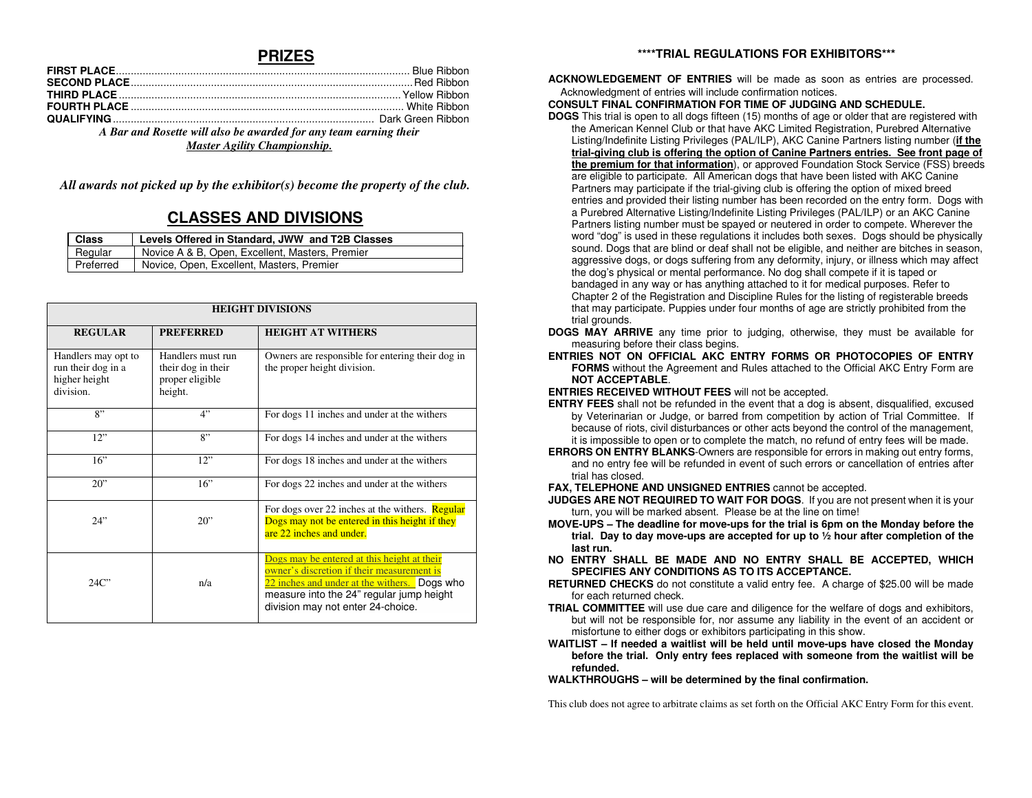## PRIZES

**FIRST PLACE** ........ Blue Ribbon
**SECOND PLACE** ........ Red Ribbon
**THIRD PLACE** ........ Yellow Ribbon
**FOURTH PLACE** ........ White Ribbon
**QUALIFYING** ........ Dark Green Ribbon

***A Bar and Rosette will also be awarded for any team earning their Master Agility Championship.***

***All awards not picked up by the exhibitor(s) become the property of the club.***

## CLASSES AND DIVISIONS

| Class | Levels Offered in Standard, JWW and T2B Classes |
|---|---|
| Regular | Novice A & B, Open, Excellent, Masters, Premier |
| Preferred | Novice, Open, Excellent, Masters, Premier |

| HEIGHT DIVISIONS | | |
|---|---|---|
| **REGULAR** | **PREFERRED** | **HEIGHT AT WITHERS** |
| Handlers may opt to run their dog in a higher height division. | Handlers must run their dog in their proper eligible height. | Owners are responsible for entering their dog in the proper height division. |
| 8" | 4" | For dogs 11 inches and under at the withers |
| 12" | 8" | For dogs 14 inches and under at the withers |
| 16" | 12" | For dogs 18 inches and under at the withers |
| 20" | 16" | For dogs 22 inches and under at the withers |
| 24" | 20" | For dogs over 22 inches at the withers. Regular Dogs may not be entered in this height if they are 22 inches and under. |
| 24C" | n/a | Dogs may be entered at this height at their owner's discretion if their measurement is 22 inches and under at the withers. Dogs who measure into the 24" regular jump height division may not enter 24-choice. |

### ****TRIAL REGULATIONS FOR EXHIBITORS***

**ACKNOWLEDGEMENT OF ENTRIES** will be made as soon as entries are processed. Acknowledgment of entries will include confirmation notices.

**CONSULT FINAL CONFIRMATION FOR TIME OF JUDGING AND SCHEDULE.**

**DOGS** This trial is open to all dogs fifteen (15) months of age or older that are registered with the American Kennel Club or that have AKC Limited Registration, Purebred Alternative Listing/Indefinite Listing Privileges (PAL/ILP), AKC Canine Partners listing number (**if the trial-giving club is offering the option of Canine Partners entries. See front page of the premium for that information**), or approved Foundation Stock Service (FSS) breeds are eligible to participate. All American dogs that have been listed with AKC Canine Partners may participate if the trial-giving club is offering the option of mixed breed entries and provided their listing number has been recorded on the entry form. Dogs with a Purebred Alternative Listing/Indefinite Listing Privileges (PAL/ILP) or an AKC Canine Partners listing number must be spayed or neutered in order to compete. Wherever the word "dog" is used in these regulations it includes both sexes. Dogs should be physically sound. Dogs that are blind or deaf shall not be eligible, and neither are bitches in season, aggressive dogs, or dogs suffering from any deformity, injury, or illness which may affect the dog's physical or mental performance. No dog shall compete if it is taped or bandaged in any way or has anything attached to it for medical purposes. Refer to Chapter 2 of the Registration and Discipline Rules for the listing of registerable breeds that may participate. Puppies under four months of age are strictly prohibited from the trial grounds.

**DOGS MAY ARRIVE** any time prior to judging, otherwise, they must be available for measuring before their class begins.

**ENTRIES NOT ON OFFICIAL AKC ENTRY FORMS OR PHOTOCOPIES OF ENTRY FORMS** without the Agreement and Rules attached to the Official AKC Entry Form are **NOT ACCEPTABLE**.

**ENTRIES RECEIVED WITHOUT FEES** will not be accepted.

**ENTRY FEES** shall not be refunded in the event that a dog is absent, disqualified, excused by Veterinarian or Judge, or barred from competition by action of Trial Committee. If because of riots, civil disturbances or other acts beyond the control of the management, it is impossible to open or to complete the match, no refund of entry fees will be made.

**ERRORS ON ENTRY BLANKS**-Owners are responsible for errors in making out entry forms, and no entry fee will be refunded in event of such errors or cancellation of entries after trial has closed.

**FAX, TELEPHONE AND UNSIGNED ENTRIES** cannot be accepted.

**JUDGES ARE NOT REQUIRED TO WAIT FOR DOGS**. If you are not present when it is your turn, you will be marked absent. Please be at the line on time!

**MOVE-UPS – The deadline for move-ups for the trial is 6pm on the Monday before the trial. Day to day move-ups are accepted for up to ½ hour after completion of the last run.**

**NO ENTRY SHALL BE MADE AND NO ENTRY SHALL BE ACCEPTED, WHICH SPECIFIES ANY CONDITIONS AS TO ITS ACCEPTANCE.**

**RETURNED CHECKS** do not constitute a valid entry fee. A charge of $25.00 will be made for each returned check.

**TRIAL COMMITTEE** will use due care and diligence for the welfare of dogs and exhibitors, but will not be responsible for, nor assume any liability in the event of an accident or misfortune to either dogs or exhibitors participating in this show.

**WAITLIST – If needed a waitlist will be held until move-ups have closed the Monday before the trial. Only entry fees replaced with someone from the waitlist will be refunded.**

**WALKTHROUGHS – will be determined by the final confirmation.**

This club does not agree to arbitrate claims as set forth on the Official AKC Entry Form for this event.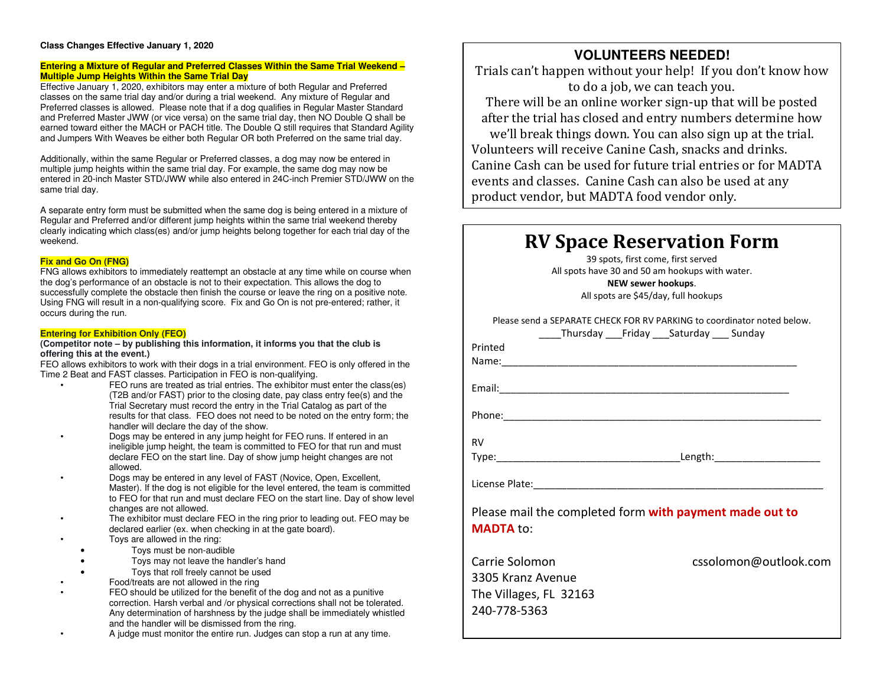**Class Changes Effective January 1, 2020**

**Entering a Mixture of Regular and Preferred Classes Within the Same Trial Weekend – Multiple Jump Heights Within the Same Trial Day**

Effective January 1, 2020, exhibitors may enter a mixture of both Regular and Preferred classes on the same trial day and/or during a trial weekend. Any mixture of Regular and Preferred classes is allowed. Please note that if a dog qualifies in Regular Master Standard and Preferred Master JWW (or vice versa) on the same trial day, then NO Double Q shall be earned toward either the MACH or PACH title. The Double Q still requires that Standard Agility and Jumpers With Weaves be either both Regular OR both Preferred on the same trial day.

Additionally, within the same Regular or Preferred classes, a dog may now be entered in multiple jump heights within the same trial day. For example, the same dog may now be entered in 20-inch Master STD/JWW while also entered in 24C-inch Premier STD/JWW on the same trial day.

A separate entry form must be submitted when the same dog is being entered in a mixture of Regular and Preferred and/or different jump heights within the same trial weekend thereby clearly indicating which class(es) and/or jump heights belong together for each trial day of the weekend.

**Fix and Go On (FNG)**

FNG allows exhibitors to immediately reattempt an obstacle at any time while on course when the dog's performance of an obstacle is not to their expectation. This allows the dog to successfully complete the obstacle then finish the course or leave the ring on a positive note. Using FNG will result in a non-qualifying score. Fix and Go On is not pre-entered; rather, it occurs during the run.

**Entering for Exhibition Only (FEO)**

**(Competitor note – by publishing this information, it informs you that the club is offering this at the event.)**

FEO allows exhibitors to work with their dogs in a trial environment. FEO is only offered in the Time 2 Beat and FAST classes. Participation in FEO is non-qualifying.

- FEO runs are treated as trial entries. The exhibitor must enter the class(es) (T2B and/or FAST) prior to the closing date, pay class entry fee(s) and the Trial Secretary must record the entry in the Trial Catalog as part of the results for that class. FEO does not need to be noted on the entry form; the handler will declare the day of the show.
- Dogs may be entered in any jump height for FEO runs. If entered in an ineligible jump height, the team is committed to FEO for that run and must declare FEO on the start line. Day of show jump height changes are not allowed.
- Dogs may be entered in any level of FAST (Novice, Open, Excellent, Master). If the dog is not eligible for the level entered, the team is committed to FEO for that run and must declare FEO on the start line. Day of show level changes are not allowed.
- The exhibitor must declare FEO in the ring prior to leading out. FEO may be declared earlier (ex. when checking in at the gate board).
- Toys are allowed in the ring:
  - Toys must be non-audible
  - Toys may not leave the handler's hand
  - Toys that roll freely cannot be used
- Food/treats are not allowed in the ring
- FEO should be utilized for the benefit of the dog and not as a punitive correction. Harsh verbal and /or physical corrections shall not be tolerated. Any determination of harshness by the judge shall be immediately whistled and the handler will be dismissed from the ring.
- A judge must monitor the entire run. Judges can stop a run at any time.

## VOLUNTEERS NEEDED!

Trials can't happen without your help! If you don't know how to do a job, we can teach you.

There will be an online worker sign-up that will be posted after the trial has closed and entry numbers determine how we'll break things down. You can also sign up at the trial.

Volunteers will receive Canine Cash, snacks and drinks. Canine Cash can be used for future trial entries or for MADTA events and classes. Canine Cash can also be used at any product vendor, but MADTA food vendor only.

# RV Space Reservation Form

39 spots, first come, first served
All spots have 30 and 50 am hookups with water.
**NEW sewer hookups**.
All spots are $45/day, full hookups

Please send a SEPARATE CHECK FOR RV PARKING to coordinator noted below.

____Thursday ___Friday ___Saturday ___ Sunday

Printed Name:_______________________________________________________

Email:_____________________________________________________

Phone:___________________________________________________________

RV Type:_________________________________Length:___________________

License Plate:_______________________________________________________

Please mail the completed form **with payment made out to MADTA** to:

Carrie Solomon
3305 Kranz Avenue
The Villages, FL 32163
240-778-5363

cssolomon@outlook.com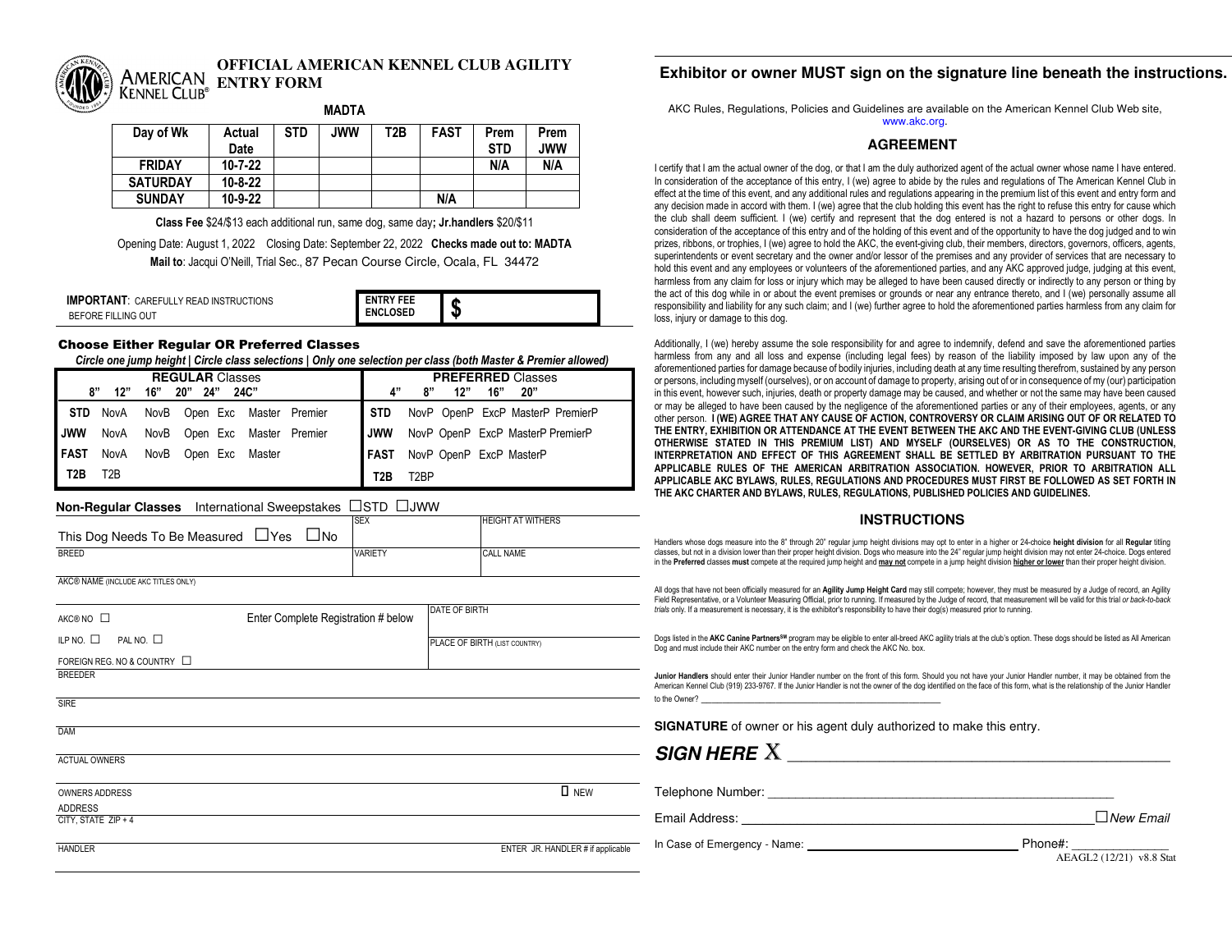# OFFICIAL AMERICAN KENNEL CLUB AGILITY ENTRY FORM

**MADTA**

| Day of Wk | Actual Date | STD | JWW | T2B | FAST | Prem STD | Prem JWW |
|---|---|---|---|---|---|---|---|
| FRIDAY | 10-7-22 | | | | | N/A | N/A |
| SATURDAY | 10-8-22 | | | | | | |
| SUNDAY | 10-9-22 | | | | N/A | | |

**Class Fee** $24/$13 each additional run, same dog, same day**; Jr.handlers** $20/$11

Opening Date: August 1, 2022 Closing Date: September 22, 2022 **Checks made out to: MADTA**

**Mail to**: Jacqui O'Neill, Trial Sec., 87 Pecan Course Circle, Ocala, FL 34472

**IMPORTANT**: CAREFULLY READ INSTRUCTIONS BEFORE FILLING OUT

**ENTRY FEE ENCLOSED** $

### Choose Either Regular OR Preferred Classes

*Circle one jump height | Circle class selections | Only one selection per class (both Master & Premier allowed)*

| **REGULAR** Classes 8" 12" 16" 20" 24" 24C" | **PREFERRED** Classes 4" 8" 12" 16" 20" |
|---|---|
| **STD** NovA NovB Open Exc Master Premier | **STD** NovP OpenP ExcP MasterP PremierP |
| **JWW** NovA NovB Open Exc Master Premier | **JWW** NovP OpenP ExcP MasterP PremierP |
| **FAST** NovA NovB Open Exc Master | **FAST** NovP OpenP ExcP MasterP |
| **T2B** T2B | **T2B** T2BP |

**Non-Regular Classes** International Sweepstakes ☐STD ☐JWW

This Dog Needs To Be Measured ☐Yes ☐No

SEX

HEIGHT AT WITHERS

BREED

VARIETY

CALL NAME

AKC® NAME (INCLUDE AKC TITLES ONLY)

AKC® NO ☐ Enter Complete Registration # below

DATE OF BIRTH

ILP NO. ☐ PAL NO. ☐

PLACE OF BIRTH (LIST COUNTRY)

FOREIGN REG. NO & COUNTRY ☐

BREEDER

SIRE

DAM

ACTUAL OWNERS

OWNERS ADDRESS ☐ NEW

ADDRESS

CITY, STATE ZIP + 4

HANDLER

ENTER JR. HANDLER # if applicable

## Exhibitor or owner MUST sign on the signature line beneath the instructions.

AKC Rules, Regulations, Policies and Guidelines are available on the American Kennel Club Web site, www.akc.org.

### AGREEMENT

I certify that I am the actual owner of the dog, or that I am the duly authorized agent of the actual owner whose name I have entered. In consideration of the acceptance of this entry, I (we) agree to abide by the rules and regulations of The American Kennel Club in effect at the time of this event, and any additional rules and regulations appearing in the premium list of this event and entry form and any decision made in accord with them. I (we) agree that the club holding this event has the right to refuse this entry for cause which the club shall deem sufficient. I (we) certify and represent that the dog entered is not a hazard to persons or other dogs. In consideration of the acceptance of this entry and of the holding of this event and of the opportunity to have the dog judged and to win prizes, ribbons, or trophies, I (we) agree to hold the AKC, the event-giving club, their members, directors, governors, officers, agents, superintendents or event secretary and the owner and/or lessor of the premises and any provider of services that are necessary to hold this event and any employees or volunteers of the aforementioned parties, and any AKC approved judge, judging at this event, harmless from any claim for loss or injury which may be alleged to have been caused directly or indirectly to any person or thing by the act of this dog while in or about the event premises or grounds or near any entrance thereto, and I (we) personally assume all responsibility and liability for any such claim; and I (we) further agree to hold the aforementioned parties harmless from any claim for loss, injury or damage to this dog.

Additionally, I (we) hereby assume the sole responsibility for and agree to indemnify, defend and save the aforementioned parties harmless from any and all loss and expense (including legal fees) by reason of the liability imposed by law upon any of the aforementioned parties for damage because of bodily injuries, including death at any time resulting therefrom, sustained by any person or persons, including myself (ourselves), or on account of damage to property, arising out of or in consequence of my (our) participation in this event, however such, injuries, death or property damage may be caused, and whether or not the same may have been caused or may be alleged to have been caused by the negligence of the aforementioned parties or any of their employees, agents, or any other person. **I (WE) AGREE THAT ANY CAUSE OF ACTION, CONTROVERSY OR CLAIM ARISING OUT OF OR RELATED TO THE ENTRY, EXHIBITION OR ATTENDANCE AT THE EVENT BETWEEN THE AKC AND THE EVENT-GIVING CLUB (UNLESS OTHERWISE STATED IN THIS PREMIUM LIST) AND MYSELF (OURSELVES) OR AS TO THE CONSTRUCTION, INTERPRETATION AND EFFECT OF THIS AGREEMENT SHALL BE SETTLED BY ARBITRATION PURSUANT TO THE APPLICABLE RULES OF THE AMERICAN ARBITRATION ASSOCIATION. HOWEVER, PRIOR TO ARBITRATION ALL APPLICABLE AKC BYLAWS, RULES, REGULATIONS AND PROCEDURES MUST FIRST BE FOLLOWED AS SET FORTH IN THE AKC CHARTER AND BYLAWS, RULES, REGULATIONS, PUBLISHED POLICIES AND GUIDELINES.**

### INSTRUCTIONS

Handlers whose dogs measure into the 8" through 20" regular jump height divisions may opt to enter in a higher or 24-choice **height division** for all **Regular** titling classes, but not in a division lower than their proper height division. Dogs who measure into the 24" regular jump height division may not enter 24-choice. Dogs entered in the **Preferred** classes **must** compete at the required jump height and **may not** compete in a jump height division **higher or lower** than their proper height division.

All dogs that have not been officially measured for an **Agility Jump Height Card** may still compete; however, they must be measured by a Judge of record, an Agility Field Representative, or a Volunteer Measuring Official, prior to running. If measured by the Judge of record, that measurement will be valid for this trial *or back-to-back trials* only. If a measurement is necessary, it is the exhibitor's responsibility to have their dog(s) measured prior to running.

Dogs listed in the **AKC Canine Partners[SM]** program may be eligible to enter all-breed AKC agility trials at the club's option. These dogs should be listed as All American Dog and must include their AKC number on the entry form and check the AKC No. box.

**Junior Handlers** should enter their Junior Handler number on the front of this form. Should you not have your Junior Handler number, it may be obtained from the American Kennel Club (919) 233-9767. If the Junior Handler is not the owner of the dog identified on the face of this form, what is the relationship of the Junior Handler to the Owner? ______________________________

**SIGNATURE** of owner or his agent duly authorized to make this entry.

***SIGN HERE* X** ______________________________

Telephone Number: ______________________________

Email Address: ______________________________ ☐*New Email*

In Case of Emergency - Name: ______________________________ Phone#: ______________

AEAGL2 (12/21) v8.8 Stat